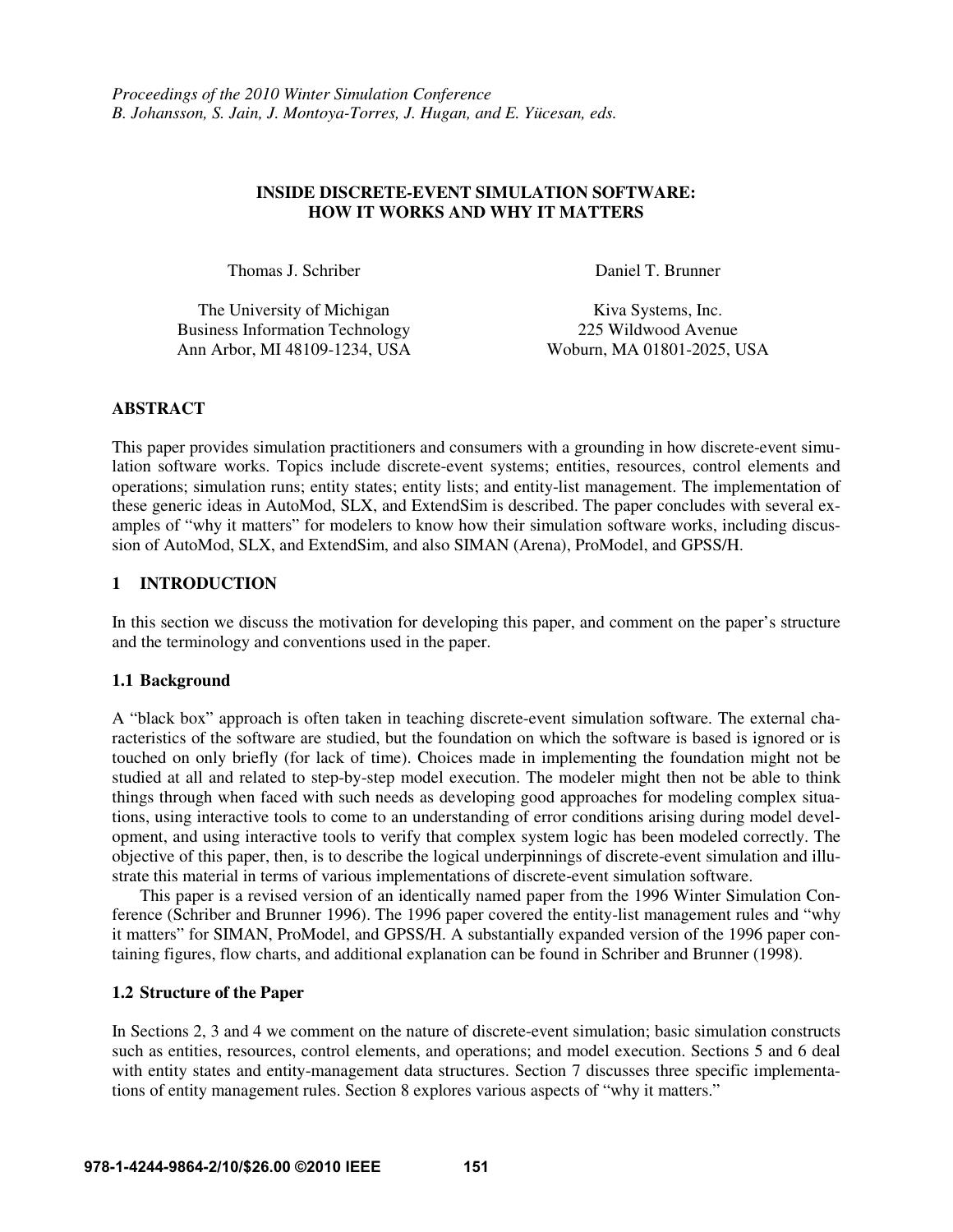*Proceedings of the 2010 Winter Simulation Conference*
*B. Johansson, S. Jain, J. Montoya-Torres, J. Hugan, and E. Yücesan, eds.*

# INSIDE DISCRETE-EVENT SIMULATION SOFTWARE: HOW IT WORKS AND WHY IT MATTERS

Thomas J. Schriber

The University of Michigan
Business Information Technology
Ann Arbor, MI 48109-1234, USA

Daniel T. Brunner

Kiva Systems, Inc.
225 Wildwood Avenue
Woburn, MA 01801-2025, USA

## ABSTRACT

This paper provides simulation practitioners and consumers with a grounding in how discrete-event simulation software works. Topics include discrete-event systems; entities, resources, control elements and operations; simulation runs; entity states; entity lists; and entity-list management. The implementation of these generic ideas in AutoMod, SLX, and ExtendSim is described. The paper concludes with several examples of "why it matters" for modelers to know how their simulation software works, including discussion of AutoMod, SLX, and ExtendSim, and also SIMAN (Arena), ProModel, and GPSS/H.

## 1 INTRODUCTION

In this section we discuss the motivation for developing this paper, and comment on the paper's structure and the terminology and conventions used in the paper.

### 1.1 Background

A "black box" approach is often taken in teaching discrete-event simulation software. The external characteristics of the software are studied, but the foundation on which the software is based is ignored or is touched on only briefly (for lack of time). Choices made in implementing the foundation might not be studied at all and related to step-by-step model execution. The modeler might then not be able to think things through when faced with such needs as developing good approaches for modeling complex situations, using interactive tools to come to an understanding of error conditions arising during model development, and using interactive tools to verify that complex system logic has been modeled correctly. The objective of this paper, then, is to describe the logical underpinnings of discrete-event simulation and illustrate this material in terms of various implementations of discrete-event simulation software.

This paper is a revised version of an identically named paper from the 1996 Winter Simulation Conference (Schriber and Brunner 1996). The 1996 paper covered the entity-list management rules and "why it matters" for SIMAN, ProModel, and GPSS/H. A substantially expanded version of the 1996 paper containing figures, flow charts, and additional explanation can be found in Schriber and Brunner (1998).

### 1.2 Structure of the Paper

In Sections 2, 3 and 4 we comment on the nature of discrete-event simulation; basic simulation constructs such as entities, resources, control elements, and operations; and model execution. Sections 5 and 6 deal with entity states and entity-management data structures. Section 7 discusses three specific implementations of entity management rules. Section 8 explores various aspects of "why it matters."

978-1-4244-9864-2/10/$26.00 ©2010 IEEE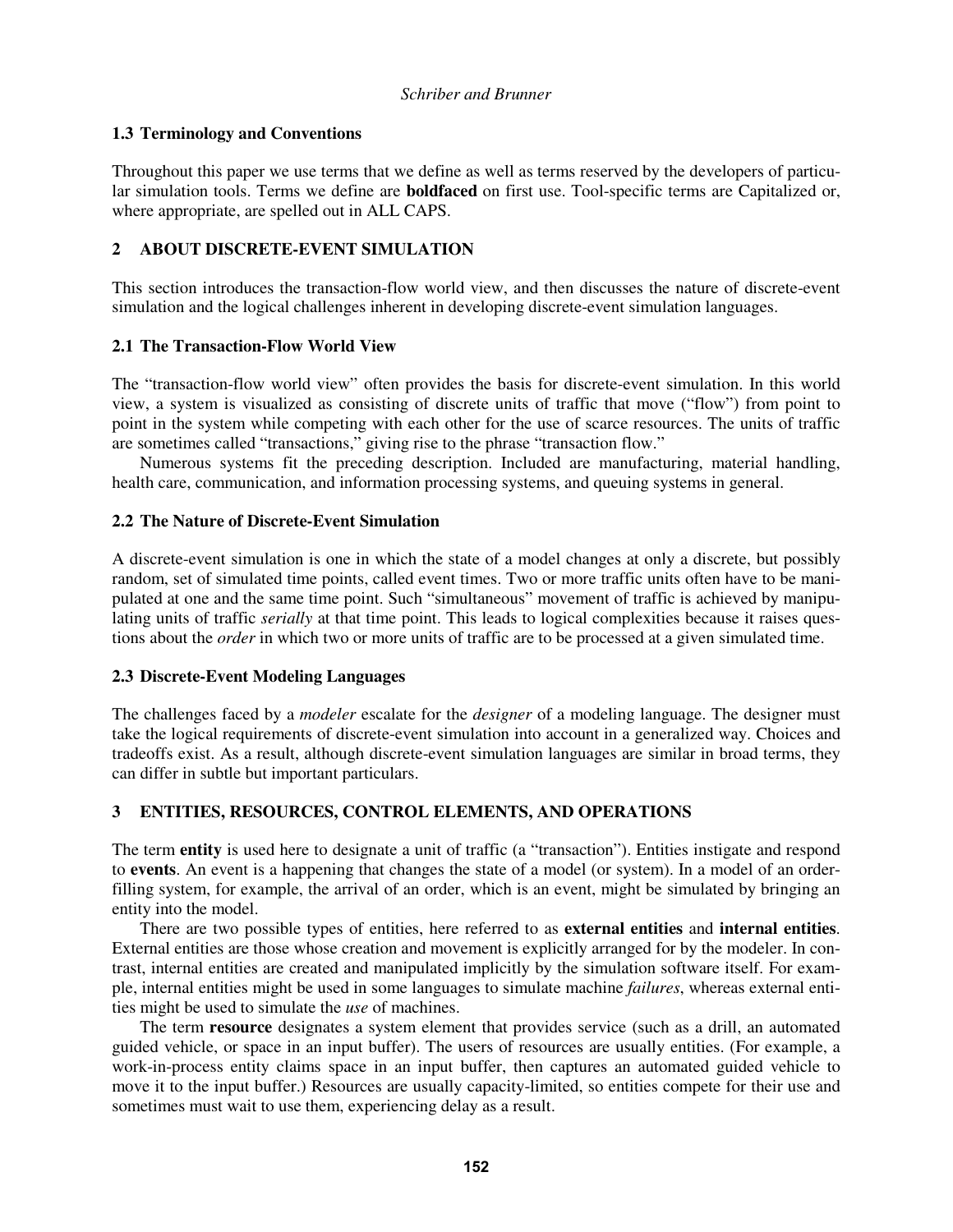### 1.3 Terminology and Conventions

Throughout this paper we use terms that we define as well as terms reserved by the developers of particular simulation tools. Terms we define are **boldfaced** on first use. Tool-specific terms are Capitalized or, where appropriate, are spelled out in ALL CAPS.

## 2 ABOUT DISCRETE-EVENT SIMULATION

This section introduces the transaction-flow world view, and then discusses the nature of discrete-event simulation and the logical challenges inherent in developing discrete-event simulation languages.

### 2.1 The Transaction-Flow World View

The "transaction-flow world view" often provides the basis for discrete-event simulation. In this world view, a system is visualized as consisting of discrete units of traffic that move ("flow") from point to point in the system while competing with each other for the use of scarce resources. The units of traffic are sometimes called "transactions," giving rise to the phrase "transaction flow."

Numerous systems fit the preceding description. Included are manufacturing, material handling, health care, communication, and information processing systems, and queuing systems in general.

### 2.2 The Nature of Discrete-Event Simulation

A discrete-event simulation is one in which the state of a model changes at only a discrete, but possibly random, set of simulated time points, called event times. Two or more traffic units often have to be manipulated at one and the same time point. Such "simultaneous" movement of traffic is achieved by manipulating units of traffic *serially* at that time point. This leads to logical complexities because it raises questions about the *order* in which two or more units of traffic are to be processed at a given simulated time.

### 2.3 Discrete-Event Modeling Languages

The challenges faced by a *modeler* escalate for the *designer* of a modeling language. The designer must take the logical requirements of discrete-event simulation into account in a generalized way. Choices and tradeoffs exist. As a result, although discrete-event simulation languages are similar in broad terms, they can differ in subtle but important particulars.

## 3 ENTITIES, RESOURCES, CONTROL ELEMENTS, AND OPERATIONS

The term **entity** is used here to designate a unit of traffic (a "transaction"). Entities instigate and respond to **events**. An event is a happening that changes the state of a model (or system). In a model of an order-filling system, for example, the arrival of an order, which is an event, might be simulated by bringing an entity into the model.

There are two possible types of entities, here referred to as **external entities** and **internal entities**. External entities are those whose creation and movement is explicitly arranged for by the modeler. In contrast, internal entities are created and manipulated implicitly by the simulation software itself. For example, internal entities might be used in some languages to simulate machine *failures*, whereas external entities might be used to simulate the *use* of machines.

The term **resource** designates a system element that provides service (such as a drill, an automated guided vehicle, or space in an input buffer). The users of resources are usually entities. (For example, a work-in-process entity claims space in an input buffer, then captures an automated guided vehicle to move it to the input buffer.) Resources are usually capacity-limited, so entities compete for their use and sometimes must wait to use them, experiencing delay as a result.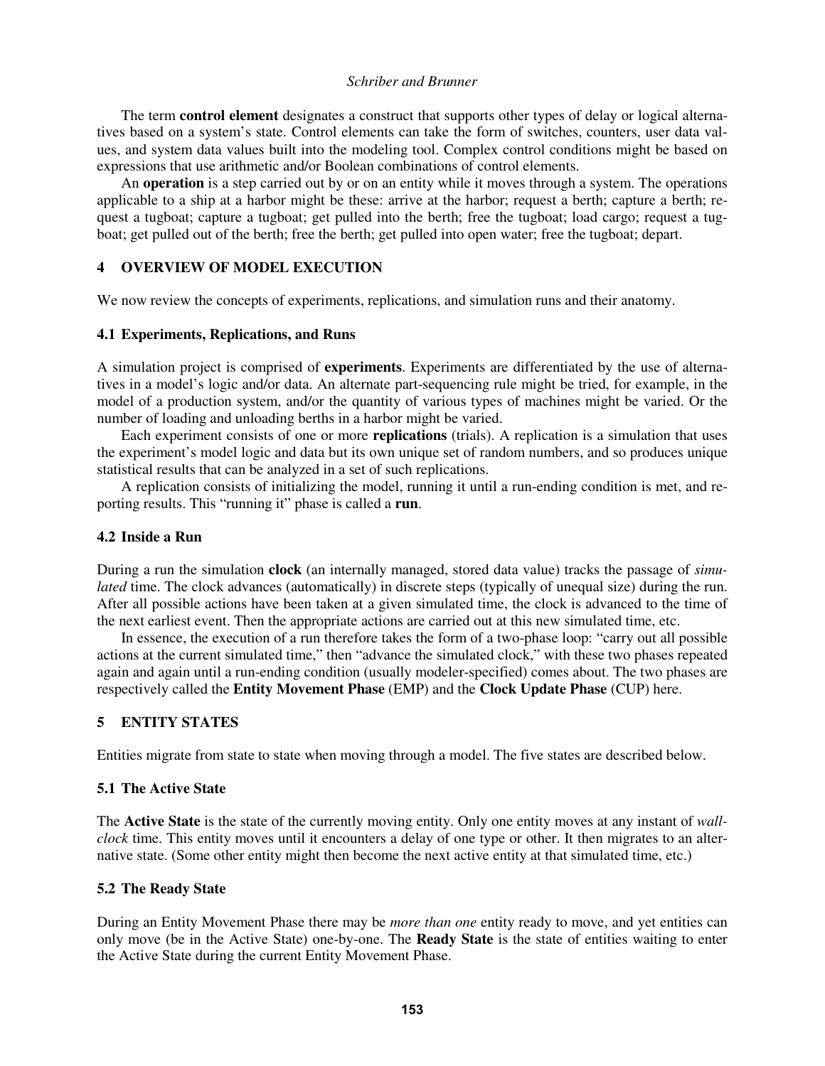The term **control element** designates a construct that supports other types of delay or logical alternatives based on a system's state. Control elements can take the form of switches, counters, user data values, and system data values built into the modeling tool. Complex control conditions might be based on expressions that use arithmetic and/or Boolean combinations of control elements.

An **operation** is a step carried out by or on an entity while it moves through a system. The operations applicable to a ship at a harbor might be these: arrive at the harbor; request a berth; capture a berth; request a tugboat; capture a tugboat; get pulled into the berth; free the tugboat; load cargo; request a tugboat; get pulled out of the berth; free the berth; get pulled into open water; free the tugboat; depart.

## 4 OVERVIEW OF MODEL EXECUTION

We now review the concepts of experiments, replications, and simulation runs and their anatomy.

### 4.1 Experiments, Replications, and Runs

A simulation project is comprised of **experiments**. Experiments are differentiated by the use of alternatives in a model's logic and/or data. An alternate part-sequencing rule might be tried, for example, in the model of a production system, and/or the quantity of various types of machines might be varied. Or the number of loading and unloading berths in a harbor might be varied.

Each experiment consists of one or more **replications** (trials). A replication is a simulation that uses the experiment's model logic and data but its own unique set of random numbers, and so produces unique statistical results that can be analyzed in a set of such replications.

A replication consists of initializing the model, running it until a run-ending condition is met, and reporting results. This "running it" phase is called a **run**.

### 4.2 Inside a Run

During a run the simulation **clock** (an internally managed, stored data value) tracks the passage of *simulated* time. The clock advances (automatically) in discrete steps (typically of unequal size) during the run. After all possible actions have been taken at a given simulated time, the clock is advanced to the time of the next earliest event. Then the appropriate actions are carried out at this new simulated time, etc.

In essence, the execution of a run therefore takes the form of a two-phase loop: "carry out all possible actions at the current simulated time," then "advance the simulated clock," with these two phases repeated again and again until a run-ending condition (usually modeler-specified) comes about. The two phases are respectively called the **Entity Movement Phase** (EMP) and the **Clock Update Phase** (CUP) here.

## 5 ENTITY STATES

Entities migrate from state to state when moving through a model. The five states are described below.

### 5.1 The Active State

The **Active State** is the state of the currently moving entity. Only one entity moves at any instant of *wall-clock* time. This entity moves until it encounters a delay of one type or other. It then migrates to an alternative state. (Some other entity might then become the next active entity at that simulated time, etc.)

### 5.2 The Ready State

During an Entity Movement Phase there may be *more than one* entity ready to move, and yet entities can only move (be in the Active State) one-by-one. The **Ready State** is the state of entities waiting to enter the Active State during the current Entity Movement Phase.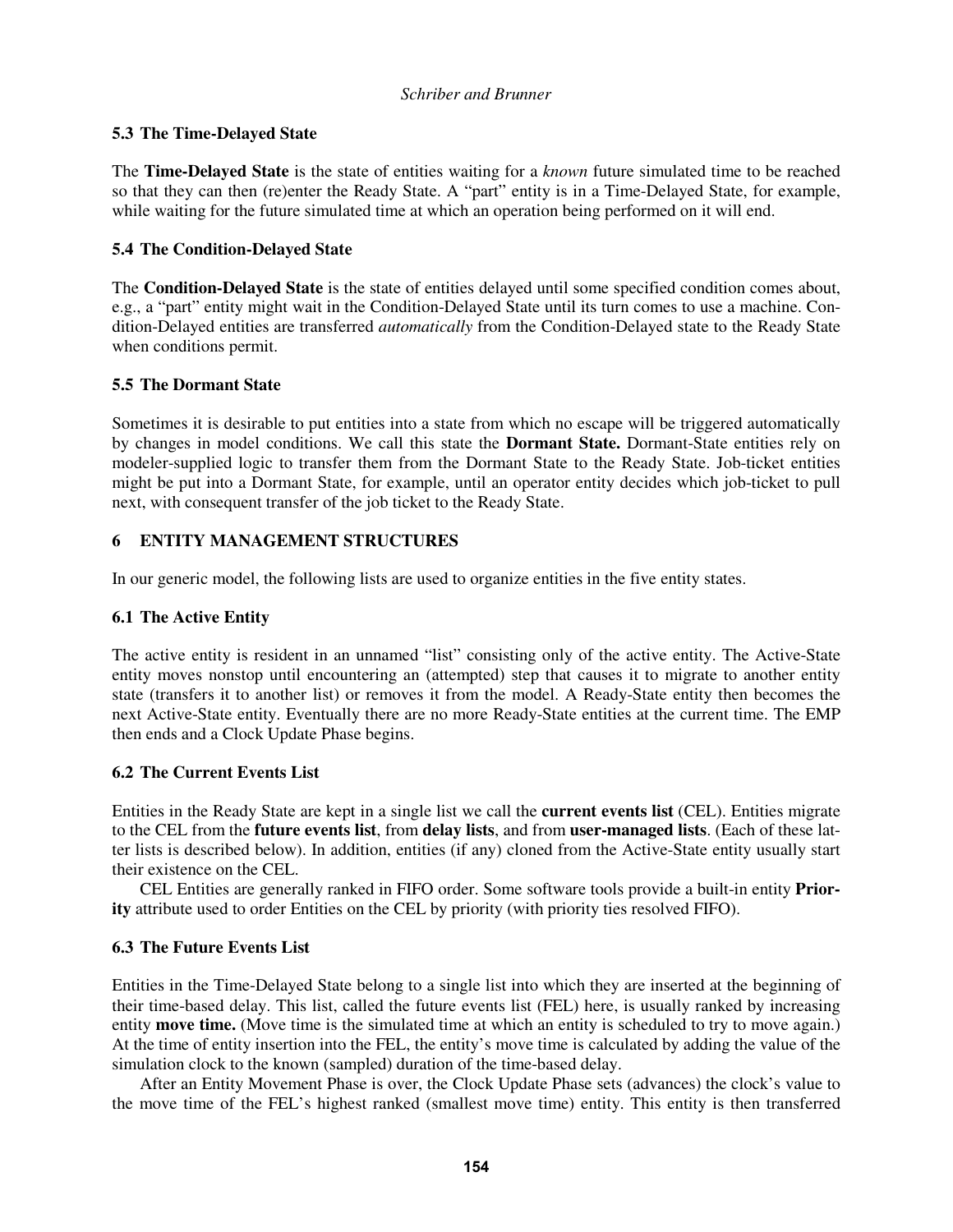### 5.3 The Time-Delayed State

The **Time-Delayed State** is the state of entities waiting for a *known* future simulated time to be reached so that they can then (re)enter the Ready State. A "part" entity is in a Time-Delayed State, for example, while waiting for the future simulated time at which an operation being performed on it will end.

### 5.4 The Condition-Delayed State

The **Condition-Delayed State** is the state of entities delayed until some specified condition comes about, e.g., a "part" entity might wait in the Condition-Delayed State until its turn comes to use a machine. Condition-Delayed entities are transferred *automatically* from the Condition-Delayed state to the Ready State when conditions permit.

### 5.5 The Dormant State

Sometimes it is desirable to put entities into a state from which no escape will be triggered automatically by changes in model conditions. We call this state the **Dormant State.** Dormant-State entities rely on modeler-supplied logic to transfer them from the Dormant State to the Ready State. Job-ticket entities might be put into a Dormant State, for example, until an operator entity decides which job-ticket to pull next, with consequent transfer of the job ticket to the Ready State.

## 6 ENTITY MANAGEMENT STRUCTURES

In our generic model, the following lists are used to organize entities in the five entity states.

### 6.1 The Active Entity

The active entity is resident in an unnamed "list" consisting only of the active entity. The Active-State entity moves nonstop until encountering an (attempted) step that causes it to migrate to another entity state (transfers it to another list) or removes it from the model. A Ready-State entity then becomes the next Active-State entity. Eventually there are no more Ready-State entities at the current time. The EMP then ends and a Clock Update Phase begins.

### 6.2 The Current Events List

Entities in the Ready State are kept in a single list we call the **current events list** (CEL). Entities migrate to the CEL from the **future events list**, from **delay lists**, and from **user-managed lists**. (Each of these latter lists is described below). In addition, entities (if any) cloned from the Active-State entity usually start their existence on the CEL.

CEL Entities are generally ranked in FIFO order. Some software tools provide a built-in entity **Priority** attribute used to order Entities on the CEL by priority (with priority ties resolved FIFO).

### 6.3 The Future Events List

Entities in the Time-Delayed State belong to a single list into which they are inserted at the beginning of their time-based delay. This list, called the future events list (FEL) here, is usually ranked by increasing entity **move time.** (Move time is the simulated time at which an entity is scheduled to try to move again.) At the time of entity insertion into the FEL, the entity's move time is calculated by adding the value of the simulation clock to the known (sampled) duration of the time-based delay.

After an Entity Movement Phase is over, the Clock Update Phase sets (advances) the clock's value to the move time of the FEL's highest ranked (smallest move time) entity. This entity is then transferred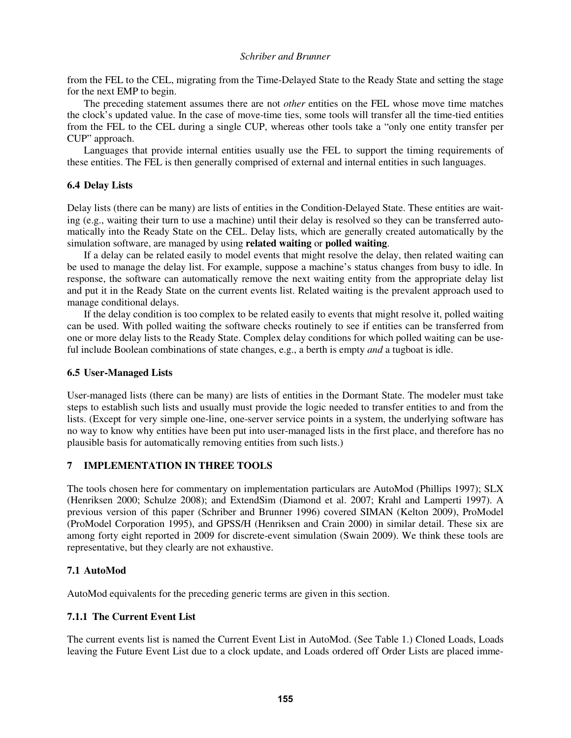from the FEL to the CEL, migrating from the Time-Delayed State to the Ready State and setting the stage for the next EMP to begin.

The preceding statement assumes there are not *other* entities on the FEL whose move time matches the clock's updated value. In the case of move-time ties, some tools will transfer all the time-tied entities from the FEL to the CEL during a single CUP, whereas other tools take a "only one entity transfer per CUP" approach.

Languages that provide internal entities usually use the FEL to support the timing requirements of these entities. The FEL is then generally comprised of external and internal entities in such languages.

### 6.4 Delay Lists

Delay lists (there can be many) are lists of entities in the Condition-Delayed State. These entities are waiting (e.g., waiting their turn to use a machine) until their delay is resolved so they can be transferred automatically into the Ready State on the CEL. Delay lists, which are generally created automatically by the simulation software, are managed by using **related waiting** or **polled waiting**.

If a delay can be related easily to model events that might resolve the delay, then related waiting can be used to manage the delay list. For example, suppose a machine's status changes from busy to idle. In response, the software can automatically remove the next waiting entity from the appropriate delay list and put it in the Ready State on the current events list. Related waiting is the prevalent approach used to manage conditional delays.

If the delay condition is too complex to be related easily to events that might resolve it, polled waiting can be used. With polled waiting the software checks routinely to see if entities can be transferred from one or more delay lists to the Ready State. Complex delay conditions for which polled waiting can be useful include Boolean combinations of state changes, e.g., a berth is empty *and* a tugboat is idle.

### 6.5 User-Managed Lists

User-managed lists (there can be many) are lists of entities in the Dormant State. The modeler must take steps to establish such lists and usually must provide the logic needed to transfer entities to and from the lists. (Except for very simple one-line, one-server service points in a system, the underlying software has no way to know why entities have been put into user-managed lists in the first place, and therefore has no plausible basis for automatically removing entities from such lists.)

## 7 IMPLEMENTATION IN THREE TOOLS

The tools chosen here for commentary on implementation particulars are AutoMod (Phillips 1997); SLX (Henriksen 2000; Schulze 2008); and ExtendSim (Diamond et al. 2007; Krahl and Lamperti 1997). A previous version of this paper (Schriber and Brunner 1996) covered SIMAN (Kelton 2009), ProModel (ProModel Corporation 1995), and GPSS/H (Henriksen and Crain 2000) in similar detail. These six are among forty eight reported in 2009 for discrete-event simulation (Swain 2009). We think these tools are representative, but they clearly are not exhaustive.

### 7.1 AutoMod

AutoMod equivalents for the preceding generic terms are given in this section.

#### 7.1.1 The Current Event List

The current events list is named the Current Event List in AutoMod. (See Table 1.) Cloned Loads, Loads leaving the Future Event List due to a clock update, and Loads ordered off Order Lists are placed imme-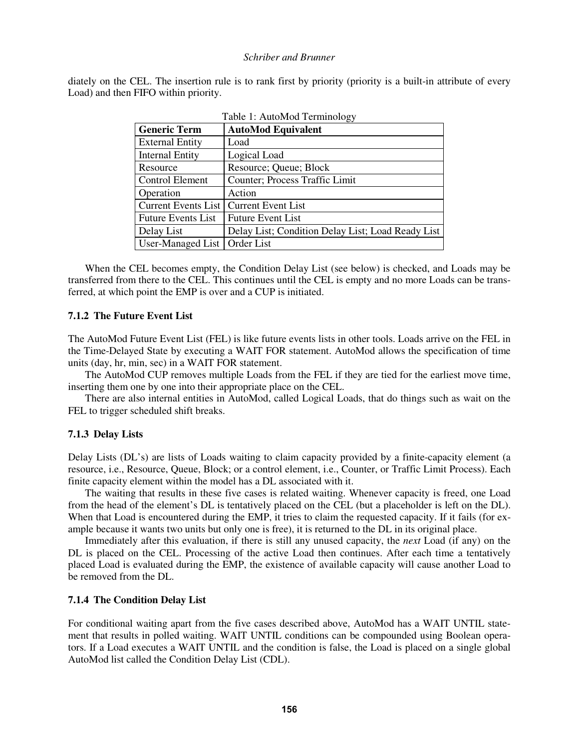diately on the CEL. The insertion rule is to rank first by priority (priority is a built-in attribute of every Load) and then FIFO within priority.

Table 1: AutoMod Terminology

| Generic Term | AutoMod Equivalent |
|---|---|
| External Entity | Load |
| Internal Entity | Logical Load |
| Resource | Resource; Queue; Block |
| Control Element | Counter; Process Traffic Limit |
| Operation | Action |
| Current Events List | Current Event List |
| Future Events List | Future Event List |
| Delay List | Delay List; Condition Delay List; Load Ready List |
| User-Managed List | Order List |

When the CEL becomes empty, the Condition Delay List (see below) is checked, and Loads may be transferred from there to the CEL. This continues until the CEL is empty and no more Loads can be transferred, at which point the EMP is over and a CUP is initiated.

### 7.1.2 The Future Event List

The AutoMod Future Event List (FEL) is like future events lists in other tools. Loads arrive on the FEL in the Time-Delayed State by executing a WAIT FOR statement. AutoMod allows the specification of time units (day, hr, min, sec) in a WAIT FOR statement.

The AutoMod CUP removes multiple Loads from the FEL if they are tied for the earliest move time, inserting them one by one into their appropriate place on the CEL.

There are also internal entities in AutoMod, called Logical Loads, that do things such as wait on the FEL to trigger scheduled shift breaks.

### 7.1.3 Delay Lists

Delay Lists (DL's) are lists of Loads waiting to claim capacity provided by a finite-capacity element (a resource, i.e., Resource, Queue, Block; or a control element, i.e., Counter, or Traffic Limit Process). Each finite capacity element within the model has a DL associated with it.

The waiting that results in these five cases is related waiting. Whenever capacity is freed, one Load from the head of the element's DL is tentatively placed on the CEL (but a placeholder is left on the DL). When that Load is encountered during the EMP, it tries to claim the requested capacity. If it fails (for example because it wants two units but only one is free), it is returned to the DL in its original place.

Immediately after this evaluation, if there is still any unused capacity, the *next* Load (if any) on the DL is placed on the CEL. Processing of the active Load then continues. After each time a tentatively placed Load is evaluated during the EMP, the existence of available capacity will cause another Load to be removed from the DL.

### 7.1.4 The Condition Delay List

For conditional waiting apart from the five cases described above, AutoMod has a WAIT UNTIL statement that results in polled waiting. WAIT UNTIL conditions can be compounded using Boolean operators. If a Load executes a WAIT UNTIL and the condition is false, the Load is placed on a single global AutoMod list called the Condition Delay List (CDL).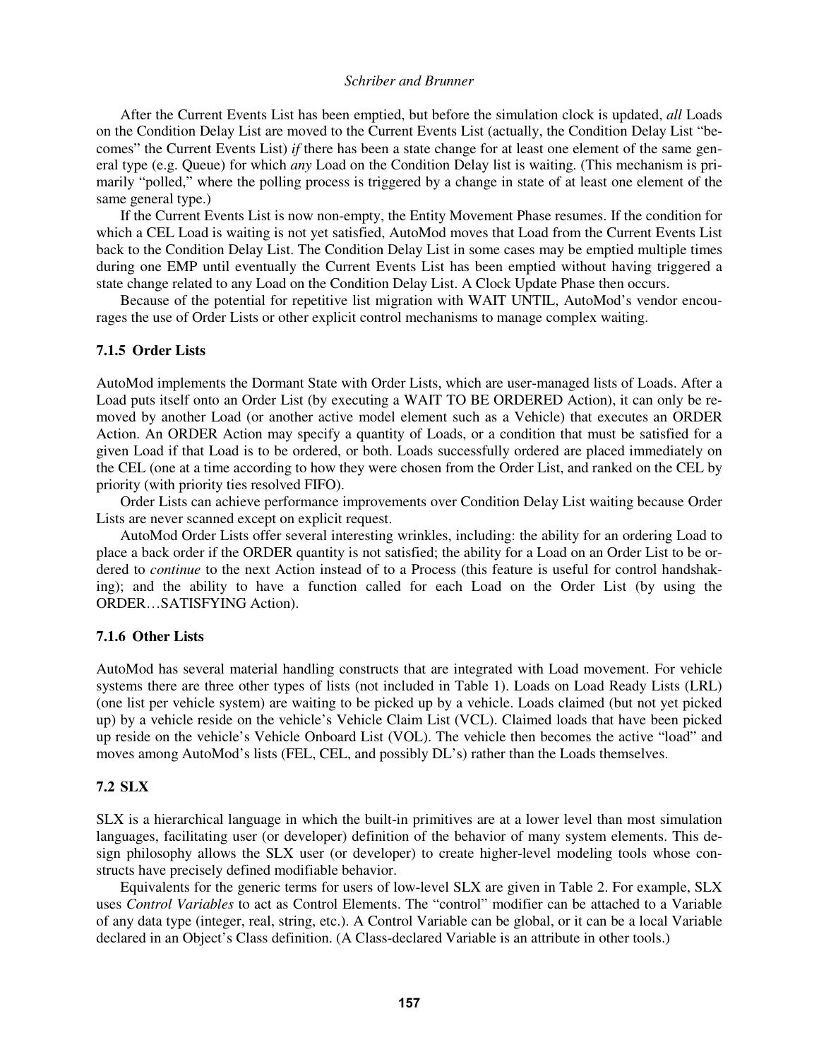After the Current Events List has been emptied, but before the simulation clock is updated, *all* Loads on the Condition Delay List are moved to the Current Events List (actually, the Condition Delay List "becomes" the Current Events List) *if* there has been a state change for at least one element of the same general type (e.g. Queue) for which *any* Load on the Condition Delay list is waiting. (This mechanism is primarily "polled," where the polling process is triggered by a change in state of at least one element of the same general type.)

If the Current Events List is now non-empty, the Entity Movement Phase resumes. If the condition for which a CEL Load is waiting is not yet satisfied, AutoMod moves that Load from the Current Events List back to the Condition Delay List. The Condition Delay List in some cases may be emptied multiple times during one EMP until eventually the Current Events List has been emptied without having triggered a state change related to any Load on the Condition Delay List. A Clock Update Phase then occurs.

Because of the potential for repetitive list migration with WAIT UNTIL, AutoMod's vendor encourages the use of Order Lists or other explicit control mechanisms to manage complex waiting.

### 7.1.5 Order Lists

AutoMod implements the Dormant State with Order Lists, which are user-managed lists of Loads. After a Load puts itself onto an Order List (by executing a WAIT TO BE ORDERED Action), it can only be removed by another Load (or another active model element such as a Vehicle) that executes an ORDER Action. An ORDER Action may specify a quantity of Loads, or a condition that must be satisfied for a given Load if that Load is to be ordered, or both. Loads successfully ordered are placed immediately on the CEL (one at a time according to how they were chosen from the Order List, and ranked on the CEL by priority (with priority ties resolved FIFO).

Order Lists can achieve performance improvements over Condition Delay List waiting because Order Lists are never scanned except on explicit request.

AutoMod Order Lists offer several interesting wrinkles, including: the ability for an ordering Load to place a back order if the ORDER quantity is not satisfied; the ability for a Load on an Order List to be ordered to *continue* to the next Action instead of to a Process (this feature is useful for control handshaking); and the ability to have a function called for each Load on the Order List (by using the ORDER…SATISFYING Action).

### 7.1.6 Other Lists

AutoMod has several material handling constructs that are integrated with Load movement. For vehicle systems there are three other types of lists (not included in Table 1). Loads on Load Ready Lists (LRL) (one list per vehicle system) are waiting to be picked up by a vehicle. Loads claimed (but not yet picked up) by a vehicle reside on the vehicle's Vehicle Claim List (VCL). Claimed loads that have been picked up reside on the vehicle's Vehicle Onboard List (VOL). The vehicle then becomes the active "load" and moves among AutoMod's lists (FEL, CEL, and possibly DL's) rather than the Loads themselves.

## 7.2 SLX

SLX is a hierarchical language in which the built-in primitives are at a lower level than most simulation languages, facilitating user (or developer) definition of the behavior of many system elements. This design philosophy allows the SLX user (or developer) to create higher-level modeling tools whose constructs have precisely defined modifiable behavior.

Equivalents for the generic terms for users of low-level SLX are given in Table 2. For example, SLX uses *Control Variables* to act as Control Elements. The "control" modifier can be attached to a Variable of any data type (integer, real, string, etc.). A Control Variable can be global, or it can be a local Variable declared in an Object's Class definition. (A Class-declared Variable is an attribute in other tools.)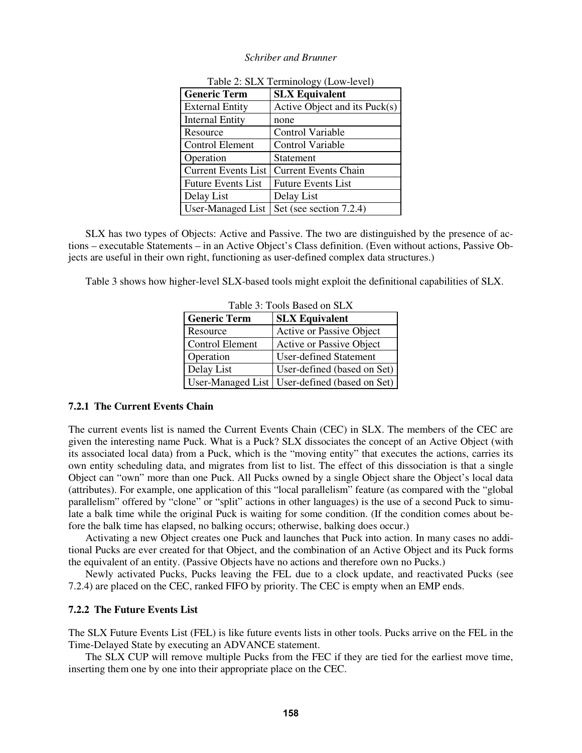Table 2: SLX Terminology (Low-level)

| Generic Term | SLX Equivalent |
|---|---|
| External Entity | Active Object and its Puck(s) |
| Internal Entity | none |
| Resource | Control Variable |
| Control Element | Control Variable |
| Operation | Statement |
| Current Events List | Current Events Chain |
| Future Events List | Future Events List |
| Delay List | Delay List |
| User-Managed List | Set (see section 7.2.4) |

SLX has two types of Objects: Active and Passive. The two are distinguished by the presence of actions – executable Statements – in an Active Object's Class definition. (Even without actions, Passive Objects are useful in their own right, functioning as user-defined complex data structures.)

Table 3 shows how higher-level SLX-based tools might exploit the definitional capabilities of SLX.

Table 3: Tools Based on SLX

| Generic Term | SLX Equivalent |
|---|---|
| Resource | Active or Passive Object |
| Control Element | Active or Passive Object |
| Operation | User-defined Statement |
| Delay List | User-defined (based on Set) |
| User-Managed List | User-defined (based on Set) |

### 7.2.1 The Current Events Chain

The current events list is named the Current Events Chain (CEC) in SLX. The members of the CEC are given the interesting name Puck. What is a Puck? SLX dissociates the concept of an Active Object (with its associated local data) from a Puck, which is the "moving entity" that executes the actions, carries its own entity scheduling data, and migrates from list to list. The effect of this dissociation is that a single Object can "own" more than one Puck. All Pucks owned by a single Object share the Object's local data (attributes). For example, one application of this "local parallelism" feature (as compared with the "global parallelism" offered by "clone" or "split" actions in other languages) is the use of a second Puck to simulate a balk time while the original Puck is waiting for some condition. (If the condition comes about before the balk time has elapsed, no balking occurs; otherwise, balking does occur.)

Activating a new Object creates one Puck and launches that Puck into action. In many cases no additional Pucks are ever created for that Object, and the combination of an Active Object and its Puck forms the equivalent of an entity. (Passive Objects have no actions and therefore own no Pucks.)

Newly activated Pucks, Pucks leaving the FEL due to a clock update, and reactivated Pucks (see 7.2.4) are placed on the CEC, ranked FIFO by priority. The CEC is empty when an EMP ends.

### 7.2.2 The Future Events List

The SLX Future Events List (FEL) is like future events lists in other tools. Pucks arrive on the FEL in the Time-Delayed State by executing an ADVANCE statement.

The SLX CUP will remove multiple Pucks from the FEC if they are tied for the earliest move time, inserting them one by one into their appropriate place on the CEC.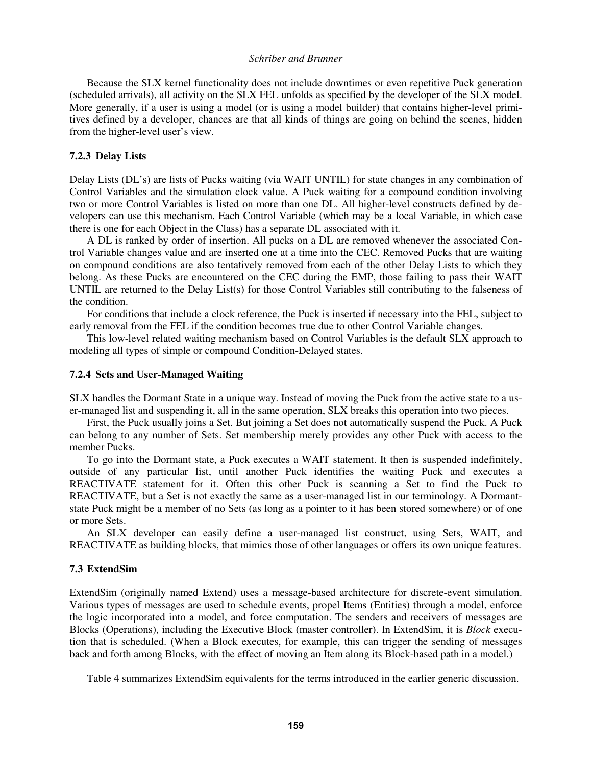Because the SLX kernel functionality does not include downtimes or even repetitive Puck generation (scheduled arrivals), all activity on the SLX FEL unfolds as specified by the developer of the SLX model. More generally, if a user is using a model (or is using a model builder) that contains higher-level primitives defined by a developer, chances are that all kinds of things are going on behind the scenes, hidden from the higher-level user's view.

### 7.2.3 Delay Lists

Delay Lists (DL's) are lists of Pucks waiting (via WAIT UNTIL) for state changes in any combination of Control Variables and the simulation clock value. A Puck waiting for a compound condition involving two or more Control Variables is listed on more than one DL. All higher-level constructs defined by developers can use this mechanism. Each Control Variable (which may be a local Variable, in which case there is one for each Object in the Class) has a separate DL associated with it.

A DL is ranked by order of insertion. All pucks on a DL are removed whenever the associated Control Variable changes value and are inserted one at a time into the CEC. Removed Pucks that are waiting on compound conditions are also tentatively removed from each of the other Delay Lists to which they belong. As these Pucks are encountered on the CEC during the EMP, those failing to pass their WAIT UNTIL are returned to the Delay List(s) for those Control Variables still contributing to the falseness of the condition.

For conditions that include a clock reference, the Puck is inserted if necessary into the FEL, subject to early removal from the FEL if the condition becomes true due to other Control Variable changes.

This low-level related waiting mechanism based on Control Variables is the default SLX approach to modeling all types of simple or compound Condition-Delayed states.

### 7.2.4 Sets and User-Managed Waiting

SLX handles the Dormant State in a unique way. Instead of moving the Puck from the active state to a user-managed list and suspending it, all in the same operation, SLX breaks this operation into two pieces.

First, the Puck usually joins a Set. But joining a Set does not automatically suspend the Puck. A Puck can belong to any number of Sets. Set membership merely provides any other Puck with access to the member Pucks.

To go into the Dormant state, a Puck executes a WAIT statement. It then is suspended indefinitely, outside of any particular list, until another Puck identifies the waiting Puck and executes a REACTIVATE statement for it. Often this other Puck is scanning a Set to find the Puck to REACTIVATE, but a Set is not exactly the same as a user-managed list in our terminology. A Dormant-state Puck might be a member of no Sets (as long as a pointer to it has been stored somewhere) or of one or more Sets.

An SLX developer can easily define a user-managed list construct, using Sets, WAIT, and REACTIVATE as building blocks, that mimics those of other languages or offers its own unique features.

## 7.3 ExtendSim

ExtendSim (originally named Extend) uses a message-based architecture for discrete-event simulation. Various types of messages are used to schedule events, propel Items (Entities) through a model, enforce the logic incorporated into a model, and force computation. The senders and receivers of messages are Blocks (Operations), including the Executive Block (master controller). In ExtendSim, it is *Block* execution that is scheduled. (When a Block executes, for example, this can trigger the sending of messages back and forth among Blocks, with the effect of moving an Item along its Block-based path in a model.)

Table 4 summarizes ExtendSim equivalents for the terms introduced in the earlier generic discussion.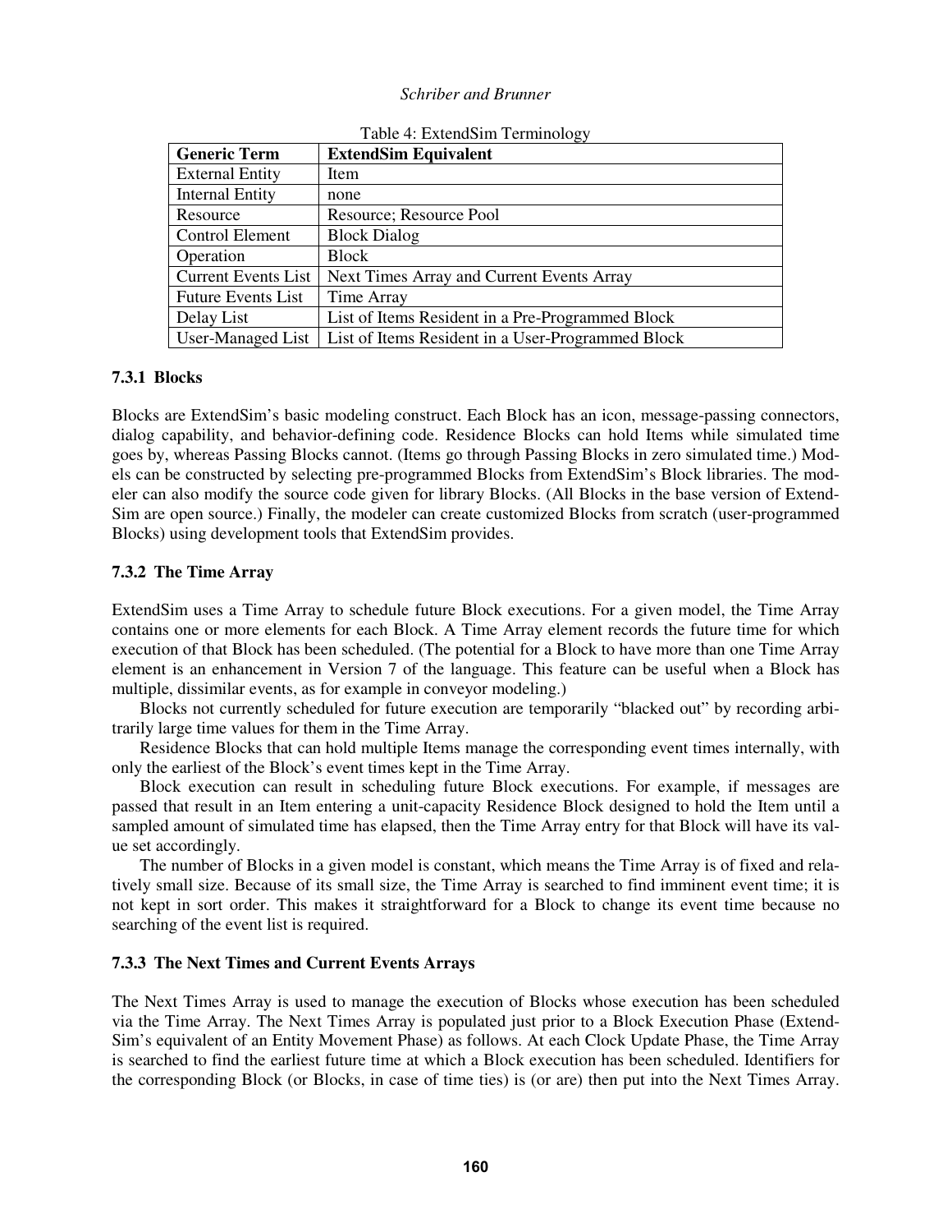Table 4: ExtendSim Terminology

| Generic Term | ExtendSim Equivalent |
|---|---|
| External Entity | Item |
| Internal Entity | none |
| Resource | Resource; Resource Pool |
| Control Element | Block Dialog |
| Operation | Block |
| Current Events List | Next Times Array and Current Events Array |
| Future Events List | Time Array |
| Delay List | List of Items Resident in a Pre-Programmed Block |
| User-Managed List | List of Items Resident in a User-Programmed Block |

### 7.3.1 Blocks

Blocks are ExtendSim's basic modeling construct. Each Block has an icon, message-passing connectors, dialog capability, and behavior-defining code. Residence Blocks can hold Items while simulated time goes by, whereas Passing Blocks cannot. (Items go through Passing Blocks in zero simulated time.) Models can be constructed by selecting pre-programmed Blocks from ExtendSim's Block libraries. The modeler can also modify the source code given for library Blocks. (All Blocks in the base version of ExtendSim are open source.) Finally, the modeler can create customized Blocks from scratch (user-programmed Blocks) using development tools that ExtendSim provides.

### 7.3.2 The Time Array

ExtendSim uses a Time Array to schedule future Block executions. For a given model, the Time Array contains one or more elements for each Block. A Time Array element records the future time for which execution of that Block has been scheduled. (The potential for a Block to have more than one Time Array element is an enhancement in Version 7 of the language. This feature can be useful when a Block has multiple, dissimilar events, as for example in conveyor modeling.)

Blocks not currently scheduled for future execution are temporarily "blacked out" by recording arbitrarily large time values for them in the Time Array.

Residence Blocks that can hold multiple Items manage the corresponding event times internally, with only the earliest of the Block's event times kept in the Time Array.

Block execution can result in scheduling future Block executions. For example, if messages are passed that result in an Item entering a unit-capacity Residence Block designed to hold the Item until a sampled amount of simulated time has elapsed, then the Time Array entry for that Block will have its value set accordingly.

The number of Blocks in a given model is constant, which means the Time Array is of fixed and relatively small size. Because of its small size, the Time Array is searched to find imminent event time; it is not kept in sort order. This makes it straightforward for a Block to change its event time because no searching of the event list is required.

### 7.3.3 The Next Times and Current Events Arrays

The Next Times Array is used to manage the execution of Blocks whose execution has been scheduled via the Time Array. The Next Times Array is populated just prior to a Block Execution Phase (ExtendSim's equivalent of an Entity Movement Phase) as follows. At each Clock Update Phase, the Time Array is searched to find the earliest future time at which a Block execution has been scheduled. Identifiers for the corresponding Block (or Blocks, in case of time ties) is (or are) then put into the Next Times Array.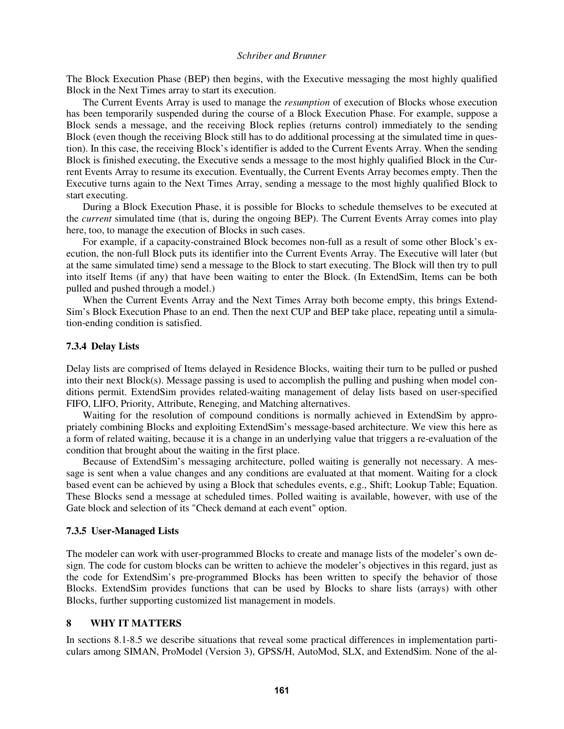The Block Execution Phase (BEP) then begins, with the Executive messaging the most highly qualified Block in the Next Times array to start its execution.

The Current Events Array is used to manage the *resumption* of execution of Blocks whose execution has been temporarily suspended during the course of a Block Execution Phase. For example, suppose a Block sends a message, and the receiving Block replies (returns control) immediately to the sending Block (even though the receiving Block still has to do additional processing at the simulated time in question). In this case, the receiving Block's identifier is added to the Current Events Array. When the sending Block is finished executing, the Executive sends a message to the most highly qualified Block in the Current Events Array to resume its execution. Eventually, the Current Events Array becomes empty. Then the Executive turns again to the Next Times Array, sending a message to the most highly qualified Block to start executing.

During a Block Execution Phase, it is possible for Blocks to schedule themselves to be executed at the *current* simulated time (that is, during the ongoing BEP). The Current Events Array comes into play here, too, to manage the execution of Blocks in such cases.

For example, if a capacity-constrained Block becomes non-full as a result of some other Block's execution, the non-full Block puts its identifier into the Current Events Array. The Executive will later (but at the same simulated time) send a message to the Block to start executing. The Block will then try to pull into itself Items (if any) that have been waiting to enter the Block. (In ExtendSim, Items can be both pulled and pushed through a model.)

When the Current Events Array and the Next Times Array both become empty, this brings ExtendSim's Block Execution Phase to an end. Then the next CUP and BEP take place, repeating until a simulation-ending condition is satisfied.

### 7.3.4 Delay Lists

Delay lists are comprised of Items delayed in Residence Blocks, waiting their turn to be pulled or pushed into their next Block(s). Message passing is used to accomplish the pulling and pushing when model conditions permit. ExtendSim provides related-waiting management of delay lists based on user-specified FIFO, LIFO, Priority, Attribute, Reneging, and Matching alternatives.

Waiting for the resolution of compound conditions is normally achieved in ExtendSim by appropriately combining Blocks and exploiting ExtendSim's message-based architecture. We view this here as a form of related waiting, because it is a change in an underlying value that triggers a re-evaluation of the condition that brought about the waiting in the first place.

Because of ExtendSim's messaging architecture, polled waiting is generally not necessary. A message is sent when a value changes and any conditions are evaluated at that moment. Waiting for a clock based event can be achieved by using a Block that schedules events, e.g., Shift; Lookup Table; Equation. These Blocks send a message at scheduled times. Polled waiting is available, however, with use of the Gate block and selection of its "Check demand at each event" option.

### 7.3.5 User-Managed Lists

The modeler can work with user-programmed Blocks to create and manage lists of the modeler's own design. The code for custom blocks can be written to achieve the modeler's objectives in this regard, just as the code for ExtendSim's pre-programmed Blocks has been written to specify the behavior of those Blocks. ExtendSim provides functions that can be used by Blocks to share lists (arrays) with other Blocks, further supporting customized list management in models.

## 8 WHY IT MATTERS

In sections 8.1-8.5 we describe situations that reveal some practical differences in implementation particulars among SIMAN, ProModel (Version 3), GPSS/H, AutoMod, SLX, and ExtendSim. None of the al-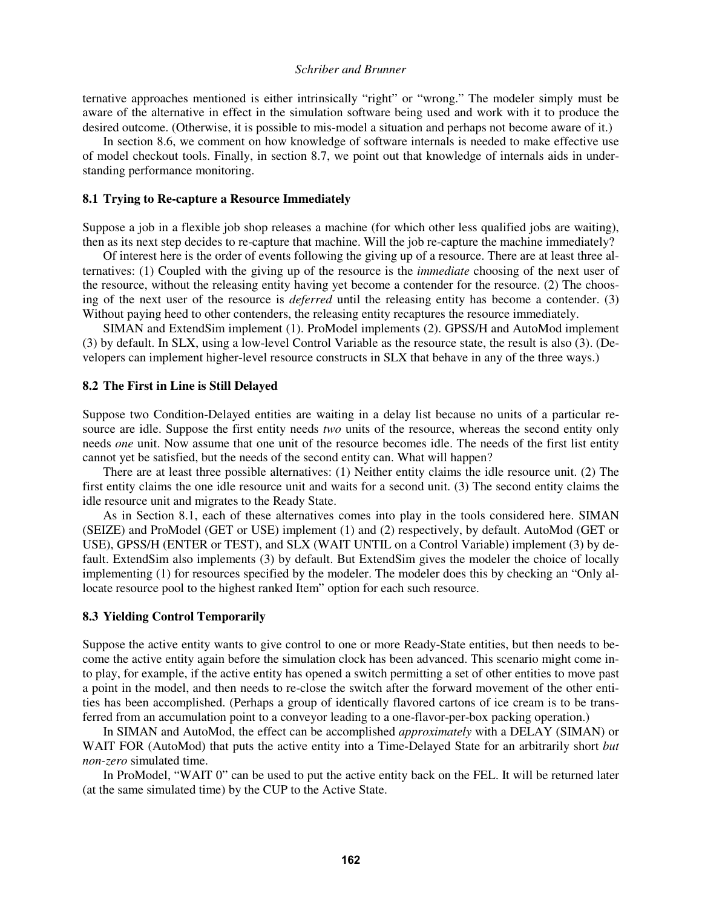ternative approaches mentioned is either intrinsically "right" or "wrong." The modeler simply must be aware of the alternative in effect in the simulation software being used and work with it to produce the desired outcome. (Otherwise, it is possible to mis-model a situation and perhaps not become aware of it.)

In section 8.6, we comment on how knowledge of software internals is needed to make effective use of model checkout tools. Finally, in section 8.7, we point out that knowledge of internals aids in understanding performance monitoring.

### 8.1 Trying to Re-capture a Resource Immediately

Suppose a job in a flexible job shop releases a machine (for which other less qualified jobs are waiting), then as its next step decides to re-capture that machine. Will the job re-capture the machine immediately?

Of interest here is the order of events following the giving up of a resource. There are at least three alternatives: (1) Coupled with the giving up of the resource is the *immediate* choosing of the next user of the resource, without the releasing entity having yet become a contender for the resource. (2) The choosing of the next user of the resource is *deferred* until the releasing entity has become a contender. (3) Without paying heed to other contenders, the releasing entity recaptures the resource immediately.

SIMAN and ExtendSim implement (1). ProModel implements (2). GPSS/H and AutoMod implement (3) by default. In SLX, using a low-level Control Variable as the resource state, the result is also (3). (Developers can implement higher-level resource constructs in SLX that behave in any of the three ways.)

### 8.2 The First in Line is Still Delayed

Suppose two Condition-Delayed entities are waiting in a delay list because no units of a particular resource are idle. Suppose the first entity needs *two* units of the resource, whereas the second entity only needs *one* unit. Now assume that one unit of the resource becomes idle. The needs of the first list entity cannot yet be satisfied, but the needs of the second entity can. What will happen?

There are at least three possible alternatives: (1) Neither entity claims the idle resource unit. (2) The first entity claims the one idle resource unit and waits for a second unit. (3) The second entity claims the idle resource unit and migrates to the Ready State.

As in Section 8.1, each of these alternatives comes into play in the tools considered here. SIMAN (SEIZE) and ProModel (GET or USE) implement (1) and (2) respectively, by default. AutoMod (GET or USE), GPSS/H (ENTER or TEST), and SLX (WAIT UNTIL on a Control Variable) implement (3) by default. ExtendSim also implements (3) by default. But ExtendSim gives the modeler the choice of locally implementing (1) for resources specified by the modeler. The modeler does this by checking an "Only allocate resource pool to the highest ranked Item" option for each such resource.

### 8.3 Yielding Control Temporarily

Suppose the active entity wants to give control to one or more Ready-State entities, but then needs to become the active entity again before the simulation clock has been advanced. This scenario might come into play, for example, if the active entity has opened a switch permitting a set of other entities to move past a point in the model, and then needs to re-close the switch after the forward movement of the other entities has been accomplished. (Perhaps a group of identically flavored cartons of ice cream is to be transferred from an accumulation point to a conveyor leading to a one-flavor-per-box packing operation.)

In SIMAN and AutoMod, the effect can be accomplished *approximately* with a DELAY (SIMAN) or WAIT FOR (AutoMod) that puts the active entity into a Time-Delayed State for an arbitrarily short *but non-zero* simulated time.

In ProModel, "WAIT 0" can be used to put the active entity back on the FEL. It will be returned later (at the same simulated time) by the CUP to the Active State.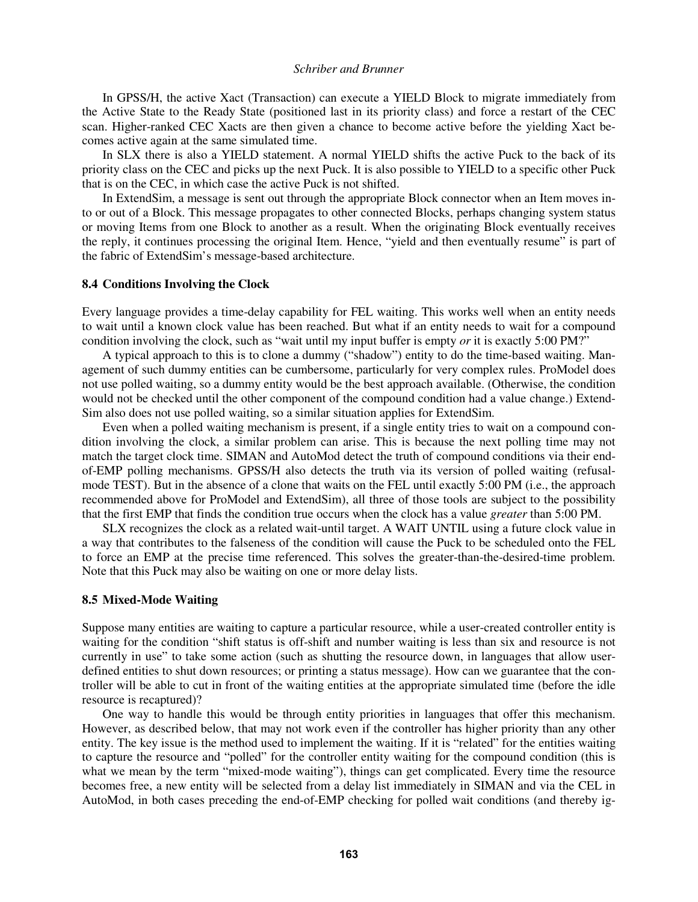In GPSS/H, the active Xact (Transaction) can execute a YIELD Block to migrate immediately from the Active State to the Ready State (positioned last in its priority class) and force a restart of the CEC scan. Higher-ranked CEC Xacts are then given a chance to become active before the yielding Xact becomes active again at the same simulated time.

In SLX there is also a YIELD statement. A normal YIELD shifts the active Puck to the back of its priority class on the CEC and picks up the next Puck. It is also possible to YIELD to a specific other Puck that is on the CEC, in which case the active Puck is not shifted.

In ExtendSim, a message is sent out through the appropriate Block connector when an Item moves into or out of a Block. This message propagates to other connected Blocks, perhaps changing system status or moving Items from one Block to another as a result. When the originating Block eventually receives the reply, it continues processing the original Item. Hence, "yield and then eventually resume" is part of the fabric of ExtendSim's message-based architecture.

### 8.4 Conditions Involving the Clock

Every language provides a time-delay capability for FEL waiting. This works well when an entity needs to wait until a known clock value has been reached. But what if an entity needs to wait for a compound condition involving the clock, such as "wait until my input buffer is empty *or* it is exactly 5:00 PM?"

A typical approach to this is to clone a dummy ("shadow") entity to do the time-based waiting. Management of such dummy entities can be cumbersome, particularly for very complex rules. ProModel does not use polled waiting, so a dummy entity would be the best approach available. (Otherwise, the condition would not be checked until the other component of the compound condition had a value change.) ExtendSim also does not use polled waiting, so a similar situation applies for ExtendSim.

Even when a polled waiting mechanism is present, if a single entity tries to wait on a compound condition involving the clock, a similar problem can arise. This is because the next polling time may not match the target clock time. SIMAN and AutoMod detect the truth of compound conditions via their end-of-EMP polling mechanisms. GPSS/H also detects the truth via its version of polled waiting (refusal-mode TEST). But in the absence of a clone that waits on the FEL until exactly 5:00 PM (i.e., the approach recommended above for ProModel and ExtendSim), all three of those tools are subject to the possibility that the first EMP that finds the condition true occurs when the clock has a value *greater* than 5:00 PM.

SLX recognizes the clock as a related wait-until target. A WAIT UNTIL using a future clock value in a way that contributes to the falseness of the condition will cause the Puck to be scheduled onto the FEL to force an EMP at the precise time referenced. This solves the greater-than-the-desired-time problem. Note that this Puck may also be waiting on one or more delay lists.

### 8.5 Mixed-Mode Waiting

Suppose many entities are waiting to capture a particular resource, while a user-created controller entity is waiting for the condition "shift status is off-shift and number waiting is less than six and resource is not currently in use" to take some action (such as shutting the resource down, in languages that allow user-defined entities to shut down resources; or printing a status message). How can we guarantee that the controller will be able to cut in front of the waiting entities at the appropriate simulated time (before the idle resource is recaptured)?

One way to handle this would be through entity priorities in languages that offer this mechanism. However, as described below, that may not work even if the controller has higher priority than any other entity. The key issue is the method used to implement the waiting. If it is "related" for the entities waiting to capture the resource and "polled" for the controller entity waiting for the compound condition (this is what we mean by the term "mixed-mode waiting"), things can get complicated. Every time the resource becomes free, a new entity will be selected from a delay list immediately in SIMAN and via the CEL in AutoMod, in both cases preceding the end-of-EMP checking for polled wait conditions (and thereby ig-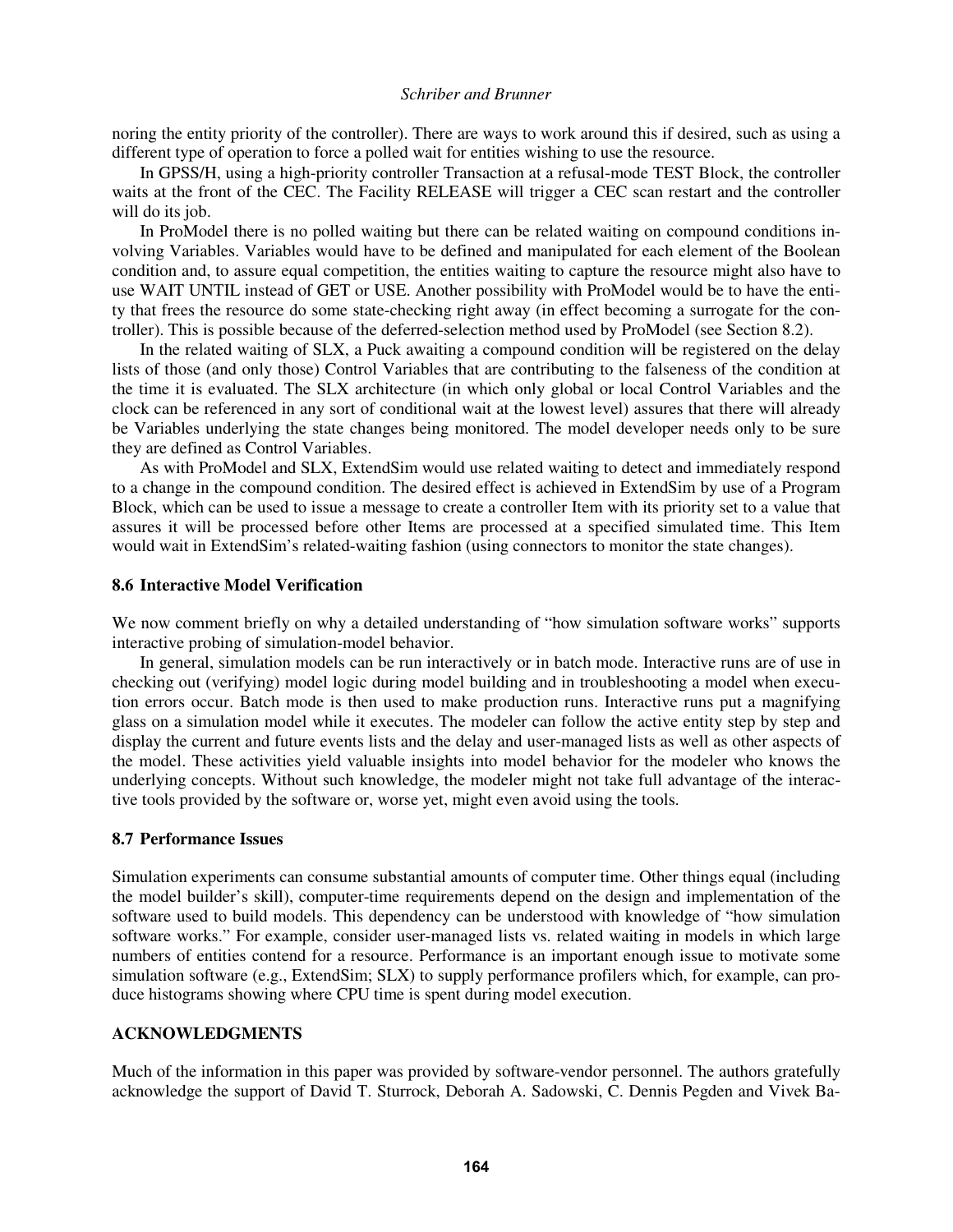noring the entity priority of the controller). There are ways to work around this if desired, such as using a different type of operation to force a polled wait for entities wishing to use the resource.

In GPSS/H, using a high-priority controller Transaction at a refusal-mode TEST Block, the controller waits at the front of the CEC. The Facility RELEASE will trigger a CEC scan restart and the controller will do its job.

In ProModel there is no polled waiting but there can be related waiting on compound conditions involving Variables. Variables would have to be defined and manipulated for each element of the Boolean condition and, to assure equal competition, the entities waiting to capture the resource might also have to use WAIT UNTIL instead of GET or USE. Another possibility with ProModel would be to have the entity that frees the resource do some state-checking right away (in effect becoming a surrogate for the controller). This is possible because of the deferred-selection method used by ProModel (see Section 8.2).

In the related waiting of SLX, a Puck awaiting a compound condition will be registered on the delay lists of those (and only those) Control Variables that are contributing to the falseness of the condition at the time it is evaluated. The SLX architecture (in which only global or local Control Variables and the clock can be referenced in any sort of conditional wait at the lowest level) assures that there will already be Variables underlying the state changes being monitored. The model developer needs only to be sure they are defined as Control Variables.

As with ProModel and SLX, ExtendSim would use related waiting to detect and immediately respond to a change in the compound condition. The desired effect is achieved in ExtendSim by use of a Program Block, which can be used to issue a message to create a controller Item with its priority set to a value that assures it will be processed before other Items are processed at a specified simulated time. This Item would wait in ExtendSim's related-waiting fashion (using connectors to monitor the state changes).

### 8.6 Interactive Model Verification

We now comment briefly on why a detailed understanding of "how simulation software works" supports interactive probing of simulation-model behavior.

In general, simulation models can be run interactively or in batch mode. Interactive runs are of use in checking out (verifying) model logic during model building and in troubleshooting a model when execution errors occur. Batch mode is then used to make production runs. Interactive runs put a magnifying glass on a simulation model while it executes. The modeler can follow the active entity step by step and display the current and future events lists and the delay and user-managed lists as well as other aspects of the model. These activities yield valuable insights into model behavior for the modeler who knows the underlying concepts. Without such knowledge, the modeler might not take full advantage of the interactive tools provided by the software or, worse yet, might even avoid using the tools.

### 8.7 Performance Issues

Simulation experiments can consume substantial amounts of computer time. Other things equal (including the model builder's skill), computer-time requirements depend on the design and implementation of the software used to build models. This dependency can be understood with knowledge of "how simulation software works." For example, consider user-managed lists vs. related waiting in models in which large numbers of entities contend for a resource. Performance is an important enough issue to motivate some simulation software (e.g., ExtendSim; SLX) to supply performance profilers which, for example, can produce histograms showing where CPU time is spent during model execution.

## ACKNOWLEDGMENTS

Much of the information in this paper was provided by software-vendor personnel. The authors gratefully acknowledge the support of David T. Sturrock, Deborah A. Sadowski, C. Dennis Pegden and Vivek Ba-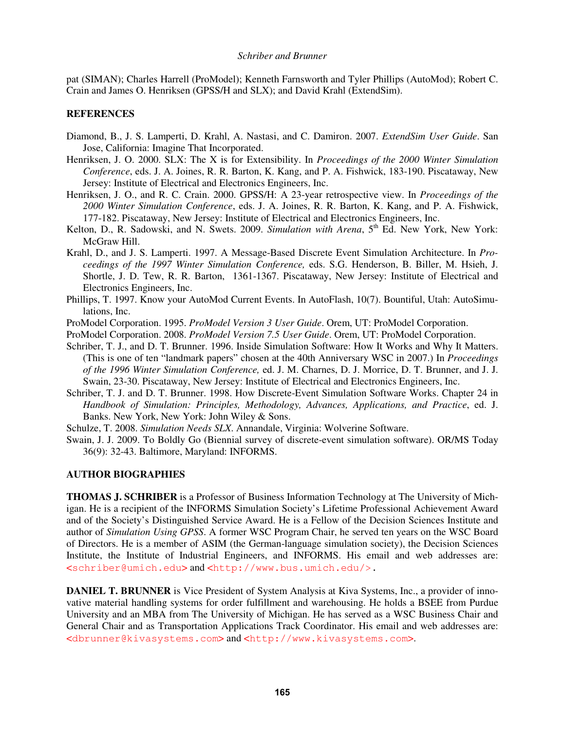pat (SIMAN); Charles Harrell (ProModel); Kenneth Farnsworth and Tyler Phillips (AutoMod); Robert C. Crain and James O. Henriksen (GPSS/H and SLX); and David Krahl (ExtendSim).

## REFERENCES

Diamond, B., J. S. Lamperti, D. Krahl, A. Nastasi, and C. Damiron. 2007. *ExtendSim User Guide*. San Jose, California: Imagine That Incorporated.

Henriksen, J. O. 2000. SLX: The X is for Extensibility. In *Proceedings of the 2000 Winter Simulation Conference*, eds. J. A. Joines, R. R. Barton, K. Kang, and P. A. Fishwick, 183-190. Piscataway, New Jersey: Institute of Electrical and Electronics Engineers, Inc.

Henriksen, J. O., and R. C. Crain. 2000. GPSS/H: A 23-year retrospective view. In *Proceedings of the 2000 Winter Simulation Conference*, eds. J. A. Joines, R. R. Barton, K. Kang, and P. A. Fishwick, 177-182. Piscataway, New Jersey: Institute of Electrical and Electronics Engineers, Inc.

Kelton, D., R. Sadowski, and N. Swets. 2009. *Simulation with Arena*, 5th Ed. New York, New York: McGraw Hill.

Krahl, D., and J. S. Lamperti. 1997. A Message-Based Discrete Event Simulation Architecture. In *Proceedings of the 1997 Winter Simulation Conference,* eds. S.G. Henderson, B. Biller, M. Hsieh, J. Shortle, J. D. Tew, R. R. Barton, 1361-1367. Piscataway, New Jersey: Institute of Electrical and Electronics Engineers, Inc.

Phillips, T. 1997. Know your AutoMod Current Events. In AutoFlash, 10(7). Bountiful, Utah: AutoSimulations, Inc.

ProModel Corporation. 1995. *ProModel Version 3 User Guide*. Orem, UT: ProModel Corporation.

ProModel Corporation. 2008. *ProModel Version 7.5 User Guide*. Orem, UT: ProModel Corporation.

Schriber, T. J., and D. T. Brunner. 1996. Inside Simulation Software: How It Works and Why It Matters. (This is one of ten "landmark papers" chosen at the 40th Anniversary WSC in 2007.) In *Proceedings of the 1996 Winter Simulation Conference,* ed. J. M. Charnes, D. J. Morrice, D. T. Brunner, and J. J. Swain, 23-30. Piscataway, New Jersey: Institute of Electrical and Electronics Engineers, Inc.

Schriber, T. J. and D. T. Brunner. 1998. How Discrete-Event Simulation Software Works. Chapter 24 in *Handbook of Simulation: Principles, Methodology, Advances, Applications, and Practice*, ed. J. Banks. New York, New York: John Wiley & Sons.

Schulze, T. 2008. *Simulation Needs SLX*. Annandale, Virginia: Wolverine Software.

Swain, J. J. 2009. To Boldly Go (Biennial survey of discrete-event simulation software). OR/MS Today 36(9): 32-43. Baltimore, Maryland: INFORMS.

## AUTHOR BIOGRAPHIES

**THOMAS J. SCHRIBER** is a Professor of Business Information Technology at The University of Michigan. He is a recipient of the INFORMS Simulation Society's Lifetime Professional Achievement Award and of the Society's Distinguished Service Award. He is a Fellow of the Decision Sciences Institute and author of *Simulation Using GPSS*. A former WSC Program Chair, he served ten years on the WSC Board of Directors. He is a member of ASIM (the German-language simulation society), the Decision Sciences Institute, the Institute of Industrial Engineers, and INFORMS. His email and web addresses are: <schriber@umich.edu> and <http://www.bus.umich.edu/>.

**DANIEL T. BRUNNER** is Vice President of System Analysis at Kiva Systems, Inc., a provider of innovative material handling systems for order fulfillment and warehousing. He holds a BSEE from Purdue University and an MBA from The University of Michigan. He has served as a WSC Business Chair and General Chair and as Transportation Applications Track Coordinator. His email and web addresses are: <dbrunner@kivasystems.com> and <http://www.kivasystems.com>.